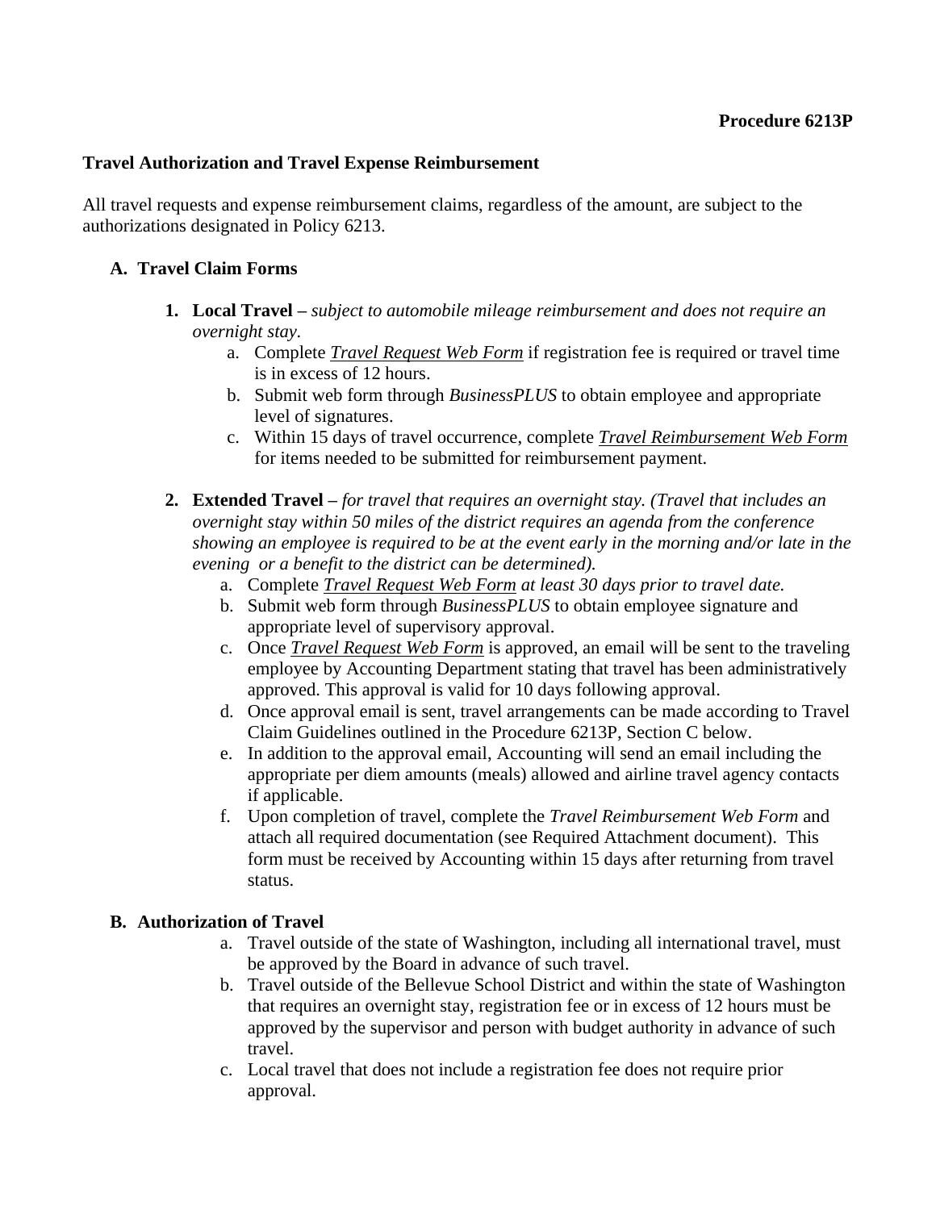**Procedure 6213P**

## Travel Authorization and Travel Expense Reimbursement

All travel requests and expense reimbursement claims, regardless of the amount, are subject to the authorizations designated in Policy 6213.

### A. Travel Claim Forms

1. **Local Travel –** *subject to automobile mileage reimbursement and does not require an overnight stay.*
    a. Complete ***Travel Request Web Form*** if registration fee is required or travel time is in excess of 12 hours.
    b. Submit web form through *BusinessPLUS* to obtain employee and appropriate level of signatures.
    c. Within 15 days of travel occurrence, complete ***Travel Reimbursement Web Form*** for items needed to be submitted for reimbursement payment.

2. **Extended Travel –** *for travel that requires an overnight stay. (Travel that includes an overnight stay within 50 miles of the district requires an agenda from the conference showing an employee is required to be at the event early in the morning and/or late in the evening or a benefit to the district can be determined).*
    a. Complete ***Travel Request Web Form*** *at least 30 days prior to travel date.*
    b. Submit web form through *BusinessPLUS* to obtain employee signature and appropriate level of supervisory approval.
    c. Once ***Travel Request Web Form*** is approved, an email will be sent to the traveling employee by Accounting Department stating that travel has been administratively approved. This approval is valid for 10 days following approval.
    d. Once approval email is sent, travel arrangements can be made according to Travel Claim Guidelines outlined in the Procedure 6213P, Section C below.
    e. In addition to the approval email, Accounting will send an email including the appropriate per diem amounts (meals) allowed and airline travel agency contacts if applicable.
    f. Upon completion of travel, complete the *Travel Reimbursement Web Form* and attach all required documentation (see Required Attachment document). This form must be received by Accounting within 15 days after returning from travel status.

### B. Authorization of Travel

a. Travel outside of the state of Washington, including all international travel, must be approved by the Board in advance of such travel.
b. Travel outside of the Bellevue School District and within the state of Washington that requires an overnight stay, registration fee or in excess of 12 hours must be approved by the supervisor and person with budget authority in advance of such travel.
c. Local travel that does not include a registration fee does not require prior approval.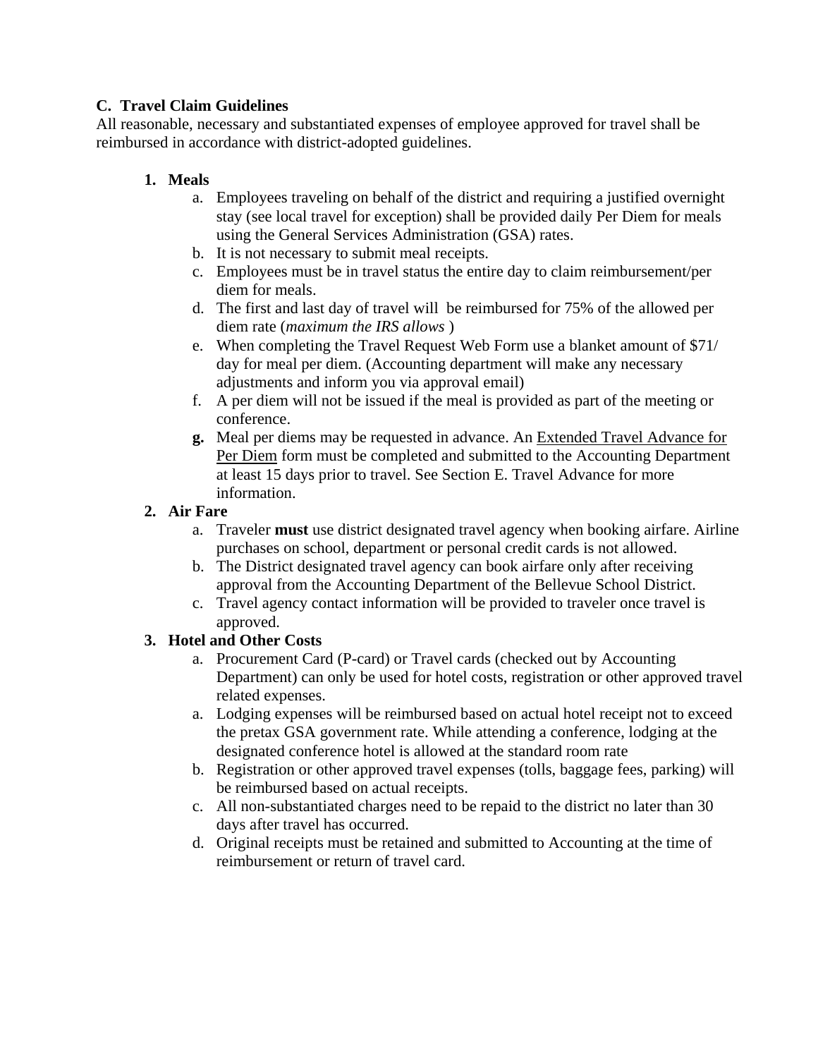**C. Travel Claim Guidelines**

All reasonable, necessary and substantiated expenses of employee approved for travel shall be reimbursed in accordance with district-adopted guidelines.

1. **Meals**
   a. Employees traveling on behalf of the district and requiring a justified overnight stay (see local travel for exception) shall be provided daily Per Diem for meals using the General Services Administration (GSA) rates.
   b. It is not necessary to submit meal receipts.
   c. Employees must be in travel status the entire day to claim reimbursement/per diem for meals.
   d. The first and last day of travel will be reimbursed for 75% of the allowed per diem rate (*maximum the IRS allows* )
   e. When completing the Travel Request Web Form use a blanket amount of $71/ day for meal per diem. (Accounting department will make any necessary adjustments and inform you via approval email)
   f. A per diem will not be issued if the meal is provided as part of the meeting or conference.
   **g.** Meal per diems may be requested in advance. An Extended Travel Advance for Per Diem form must be completed and submitted to the Accounting Department at least 15 days prior to travel. See Section E. Travel Advance for more information.
2. **Air Fare**
   a. Traveler **must** use district designated travel agency when booking airfare. Airline purchases on school, department or personal credit cards is not allowed.
   b. The District designated travel agency can book airfare only after receiving approval from the Accounting Department of the Bellevue School District.
   c. Travel agency contact information will be provided to traveler once travel is approved.
3. **Hotel and Other Costs**
   a. Procurement Card (P-card) or Travel cards (checked out by Accounting Department) can only be used for hotel costs, registration or other approved travel related expenses.
   a. Lodging expenses will be reimbursed based on actual hotel receipt not to exceed the pretax GSA government rate. While attending a conference, lodging at the designated conference hotel is allowed at the standard room rate
   b. Registration or other approved travel expenses (tolls, baggage fees, parking) will be reimbursed based on actual receipts.
   c. All non-substantiated charges need to be repaid to the district no later than 30 days after travel has occurred.
   d. Original receipts must be retained and submitted to Accounting at the time of reimbursement or return of travel card.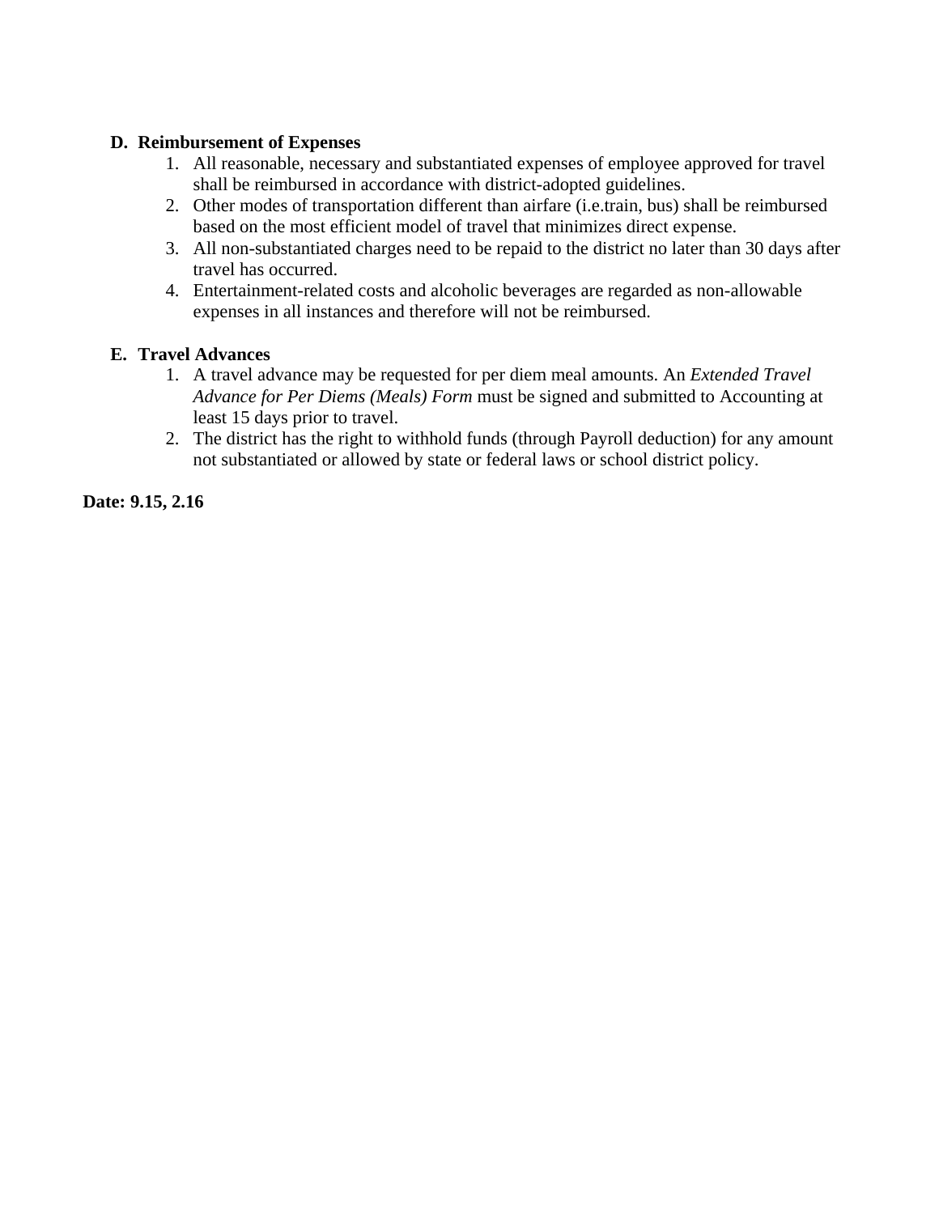**D. Reimbursement of Expenses**

1. All reasonable, necessary and substantiated expenses of employee approved for travel shall be reimbursed in accordance with district-adopted guidelines.
2. Other modes of transportation different than airfare (i.e.train, bus) shall be reimbursed based on the most efficient model of travel that minimizes direct expense.
3. All non-substantiated charges need to be repaid to the district no later than 30 days after travel has occurred.
4. Entertainment-related costs and alcoholic beverages are regarded as non-allowable expenses in all instances and therefore will not be reimbursed.

**E. Travel Advances**

1. A travel advance may be requested for per diem meal amounts. An *Extended Travel Advance for Per Diems (Meals) Form* must be signed and submitted to Accounting at least 15 days prior to travel.
2. The district has the right to withhold funds (through Payroll deduction) for any amount not substantiated or allowed by state or federal laws or school district policy.

**Date: 9.15, 2.16**